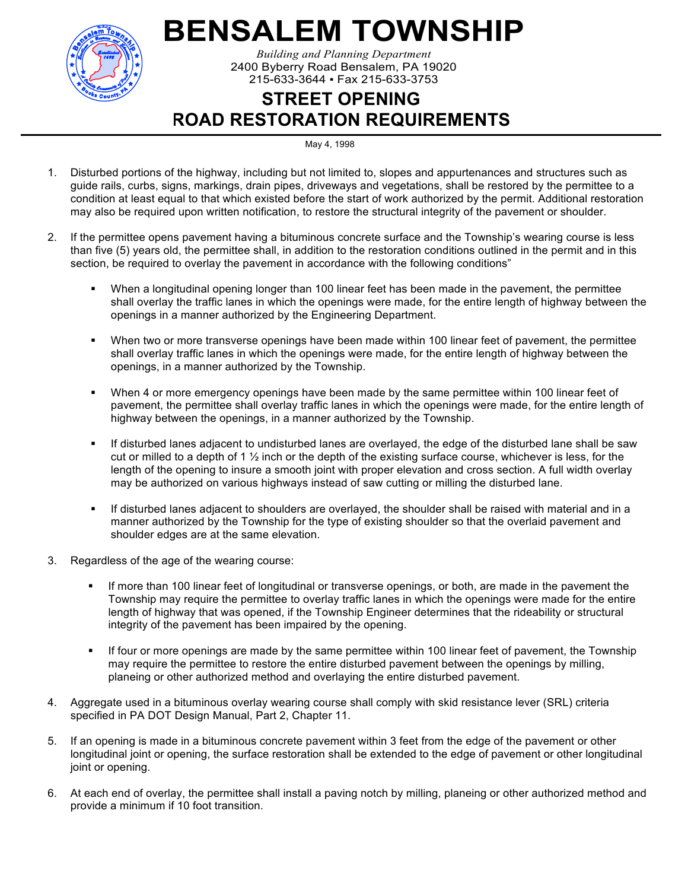# BENSALEM TOWNSHIP

*Building and Planning Department*
2400 Byberry Road Bensalem, PA 19020
215-633-3644 ▪ Fax 215-633-3753

## STREET OPENING ROAD RESTORATION REQUIREMENTS

May 4, 1998

1. Disturbed portions of the highway, including but not limited to, slopes and appurtenances and structures such as guide rails, curbs, signs, markings, drain pipes, driveways and vegetations, shall be restored by the permittee to a condition at least equal to that which existed before the start of work authorized by the permit. Additional restoration may also be required upon written notification, to restore the structural integrity of the pavement or shoulder.

2. If the permittee opens pavement having a bituminous concrete surface and the Township's wearing course is less than five (5) years old, the permittee shall, in addition to the restoration conditions outlined in the permit and in this section, be required to overlay the pavement in accordance with the following conditions"

   - When a longitudinal opening longer than 100 linear feet has been made in the pavement, the permittee shall overlay the traffic lanes in which the openings were made, for the entire length of highway between the openings in a manner authorized by the Engineering Department.

   - When two or more transverse openings have been made within 100 linear feet of pavement, the permittee shall overlay traffic lanes in which the openings were made, for the entire length of highway between the openings, in a manner authorized by the Township.

   - When 4 or more emergency openings have been made by the same permittee within 100 linear feet of pavement, the permittee shall overlay traffic lanes in which the openings were made, for the entire length of highway between the openings, in a manner authorized by the Township.

   - If disturbed lanes adjacent to undisturbed lanes are overlayed, the edge of the disturbed lane shall be saw cut or milled to a depth of 1 ½ inch or the depth of the existing surface course, whichever is less, for the length of the opening to insure a smooth joint with proper elevation and cross section. A full width overlay may be authorized on various highways instead of saw cutting or milling the disturbed lane.

   - If disturbed lanes adjacent to shoulders are overlayed, the shoulder shall be raised with material and in a manner authorized by the Township for the type of existing shoulder so that the overlaid pavement and shoulder edges are at the same elevation.

3. Regardless of the age of the wearing course:

   - If more than 100 linear feet of longitudinal or transverse openings, or both, are made in the pavement the Township may require the permittee to overlay traffic lanes in which the openings were made for the entire length of highway that was opened, if the Township Engineer determines that the rideability or structural integrity of the pavement has been impaired by the opening.

   - If four or more openings are made by the same permittee within 100 linear feet of pavement, the Township may require the permittee to restore the entire disturbed pavement between the openings by milling, planeing or other authorized method and overlaying the entire disturbed pavement.

4. Aggregate used in a bituminous overlay wearing course shall comply with skid resistance lever (SRL) criteria specified in PA DOT Design Manual, Part 2, Chapter 11.

5. If an opening is made in a bituminous concrete pavement within 3 feet from the edge of the pavement or other longitudinal joint or opening, the surface restoration shall be extended to the edge of pavement or other longitudinal joint or opening.

6. At each end of overlay, the permittee shall install a paving notch by milling, planeing or other authorized method and provide a minimum if 10 foot transition.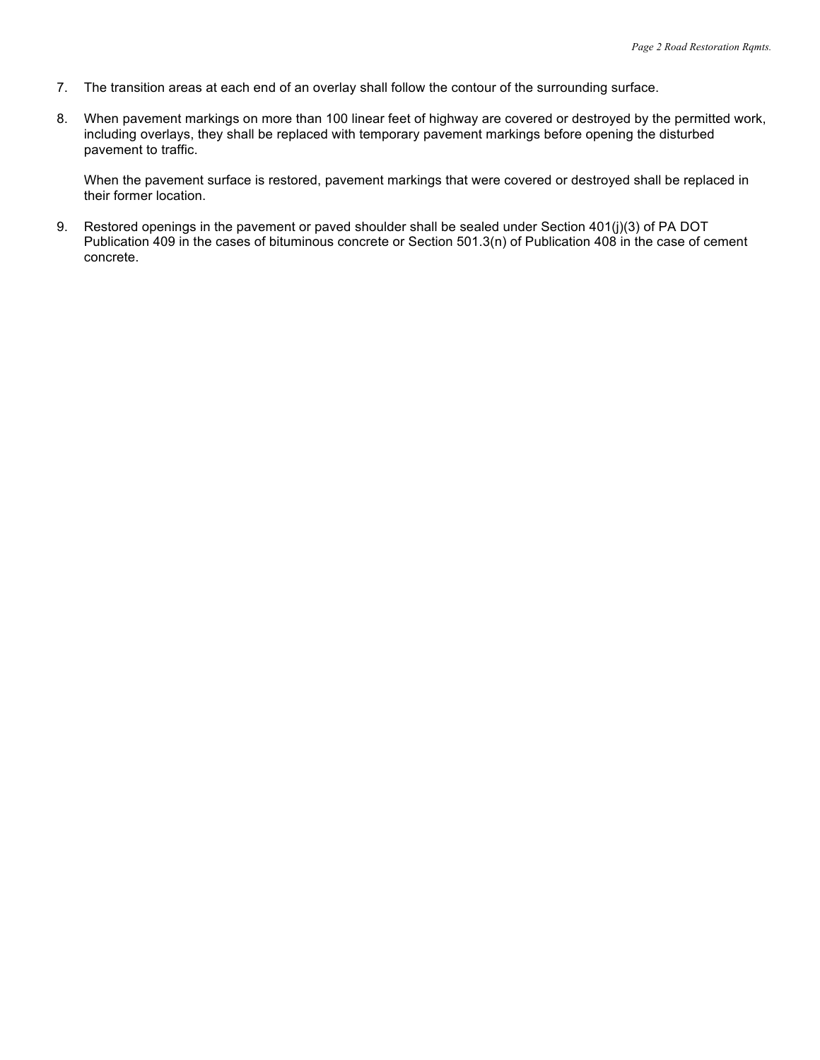7. The transition areas at each end of an overlay shall follow the contour of the surrounding surface.

8. When pavement markings on more than 100 linear feet of highway are covered or destroyed by the permitted work, including overlays, they shall be replaced with temporary pavement markings before opening the disturbed pavement to traffic.

   When the pavement surface is restored, pavement markings that were covered or destroyed shall be replaced in their former location.

9. Restored openings in the pavement or paved shoulder shall be sealed under Section 401(j)(3) of PA DOT Publication 409 in the cases of bituminous concrete or Section 501.3(n) of Publication 408 in the case of cement concrete.